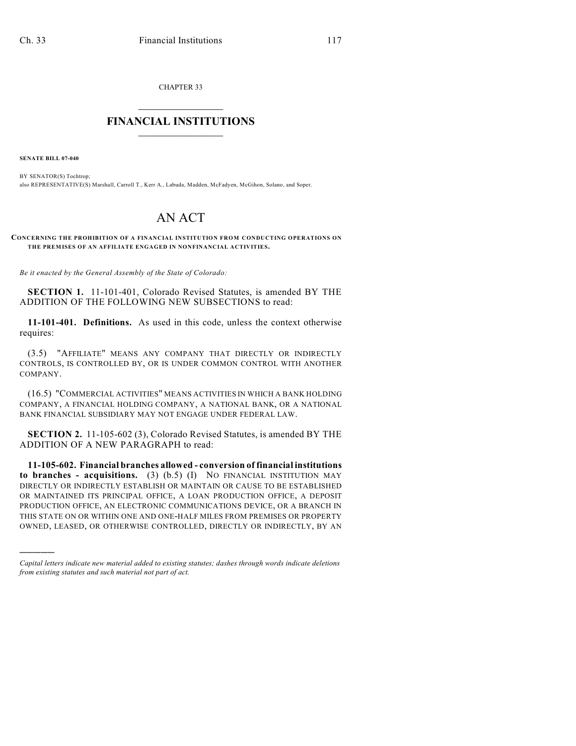CHAPTER 33

# FINANCIAL INSTITUTIONS

**SENATE BILL 07-040**

BY SENATOR(S) Tochtrop;
also REPRESENTATIVE(S) Marshall, Carroll T., Kerr A., Labuda, Madden, McFadyen, McGihon, Solano, and Soper.

# AN ACT

**CONCERNING THE PROHIBITION OF A FINANCIAL INSTITUTION FROM CONDUCTING OPERATIONS ON THE PREMISES OF AN AFFILIATE ENGAGED IN NONFINANCIAL ACTIVITIES.**

*Be it enacted by the General Assembly of the State of Colorado:*

**SECTION 1.** 11-101-401, Colorado Revised Statutes, is amended BY THE ADDITION OF THE FOLLOWING NEW SUBSECTIONS to read:

**11-101-401. Definitions.** As used in this code, unless the context otherwise requires:

(3.5) "AFFILIATE" MEANS ANY COMPANY THAT DIRECTLY OR INDIRECTLY CONTROLS, IS CONTROLLED BY, OR IS UNDER COMMON CONTROL WITH ANOTHER COMPANY.

(16.5) "COMMERCIAL ACTIVITIES" MEANS ACTIVITIES IN WHICH A BANK HOLDING COMPANY, A FINANCIAL HOLDING COMPANY, A NATIONAL BANK, OR A NATIONAL BANK FINANCIAL SUBSIDIARY MAY NOT ENGAGE UNDER FEDERAL LAW.

**SECTION 2.** 11-105-602 (3), Colorado Revised Statutes, is amended BY THE ADDITION OF A NEW PARAGRAPH to read:

**11-105-602. Financial branches allowed - conversion of financial institutions to branches - acquisitions.** (3) (b.5) (I) NO FINANCIAL INSTITUTION MAY DIRECTLY OR INDIRECTLY ESTABLISH OR MAINTAIN OR CAUSE TO BE ESTABLISHED OR MAINTAINED ITS PRINCIPAL OFFICE, A LOAN PRODUCTION OFFICE, A DEPOSIT PRODUCTION OFFICE, AN ELECTRONIC COMMUNICATIONS DEVICE, OR A BRANCH IN THIS STATE ON OR WITHIN ONE AND ONE-HALF MILES FROM PREMISES OR PROPERTY OWNED, LEASED, OR OTHERWISE CONTROLLED, DIRECTLY OR INDIRECTLY, BY AN

---

*Capital letters indicate new material added to existing statutes; dashes through words indicate deletions from existing statutes and such material not part of act.*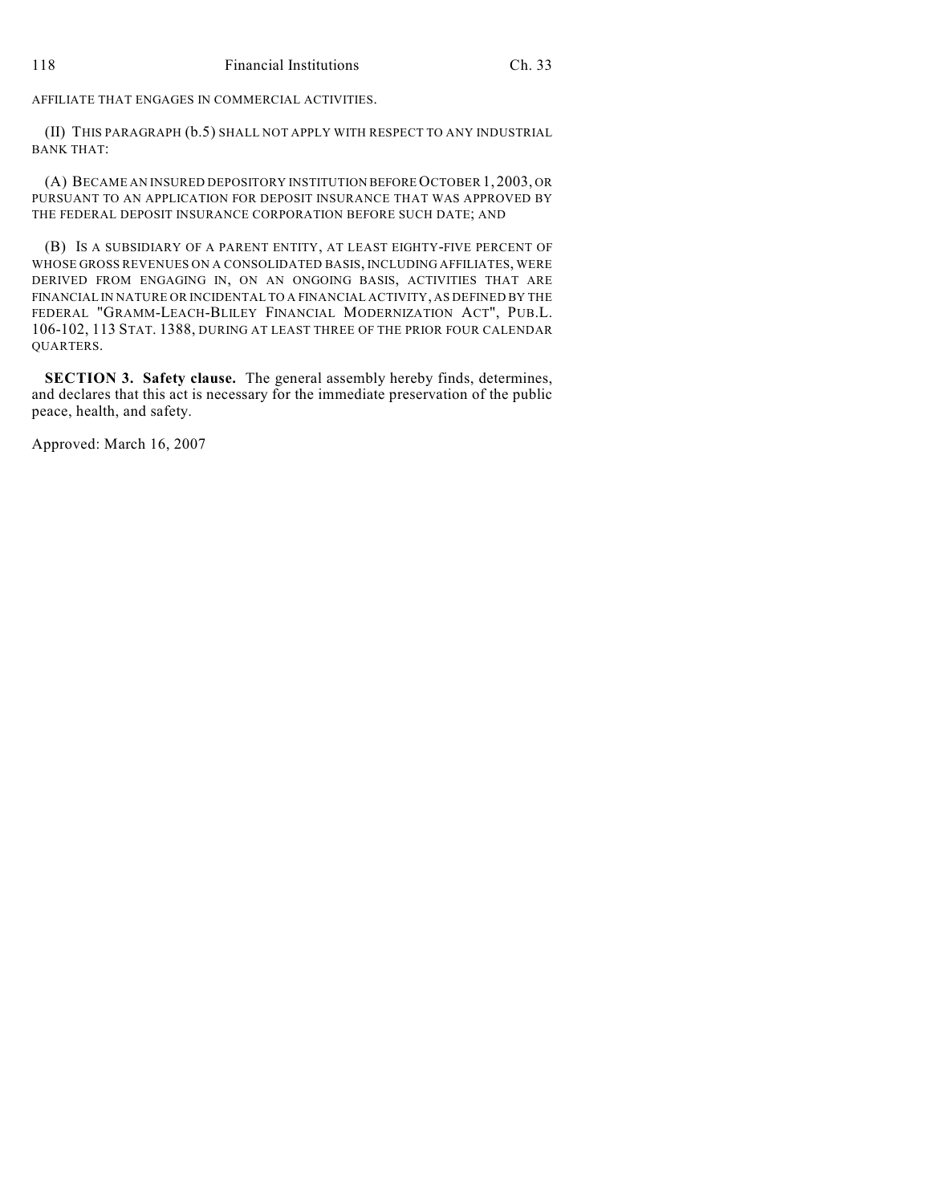AFFILIATE THAT ENGAGES IN COMMERCIAL ACTIVITIES.

(II) THIS PARAGRAPH (b.5) SHALL NOT APPLY WITH RESPECT TO ANY INDUSTRIAL BANK THAT:

(A) BECAME AN INSURED DEPOSITORY INSTITUTION BEFORE OCTOBER 1, 2003, OR PURSUANT TO AN APPLICATION FOR DEPOSIT INSURANCE THAT WAS APPROVED BY THE FEDERAL DEPOSIT INSURANCE CORPORATION BEFORE SUCH DATE; AND

(B) IS A SUBSIDIARY OF A PARENT ENTITY, AT LEAST EIGHTY-FIVE PERCENT OF WHOSE GROSS REVENUES ON A CONSOLIDATED BASIS, INCLUDING AFFILIATES, WERE DERIVED FROM ENGAGING IN, ON AN ONGOING BASIS, ACTIVITIES THAT ARE FINANCIAL IN NATURE OR INCIDENTAL TO A FINANCIAL ACTIVITY, AS DEFINED BY THE FEDERAL "GRAMM-LEACH-BLILEY FINANCIAL MODERNIZATION ACT", PUB.L. 106-102, 113 STAT. 1388, DURING AT LEAST THREE OF THE PRIOR FOUR CALENDAR QUARTERS.

**SECTION 3. Safety clause.** The general assembly hereby finds, determines, and declares that this act is necessary for the immediate preservation of the public peace, health, and safety.

Approved: March 16, 2007